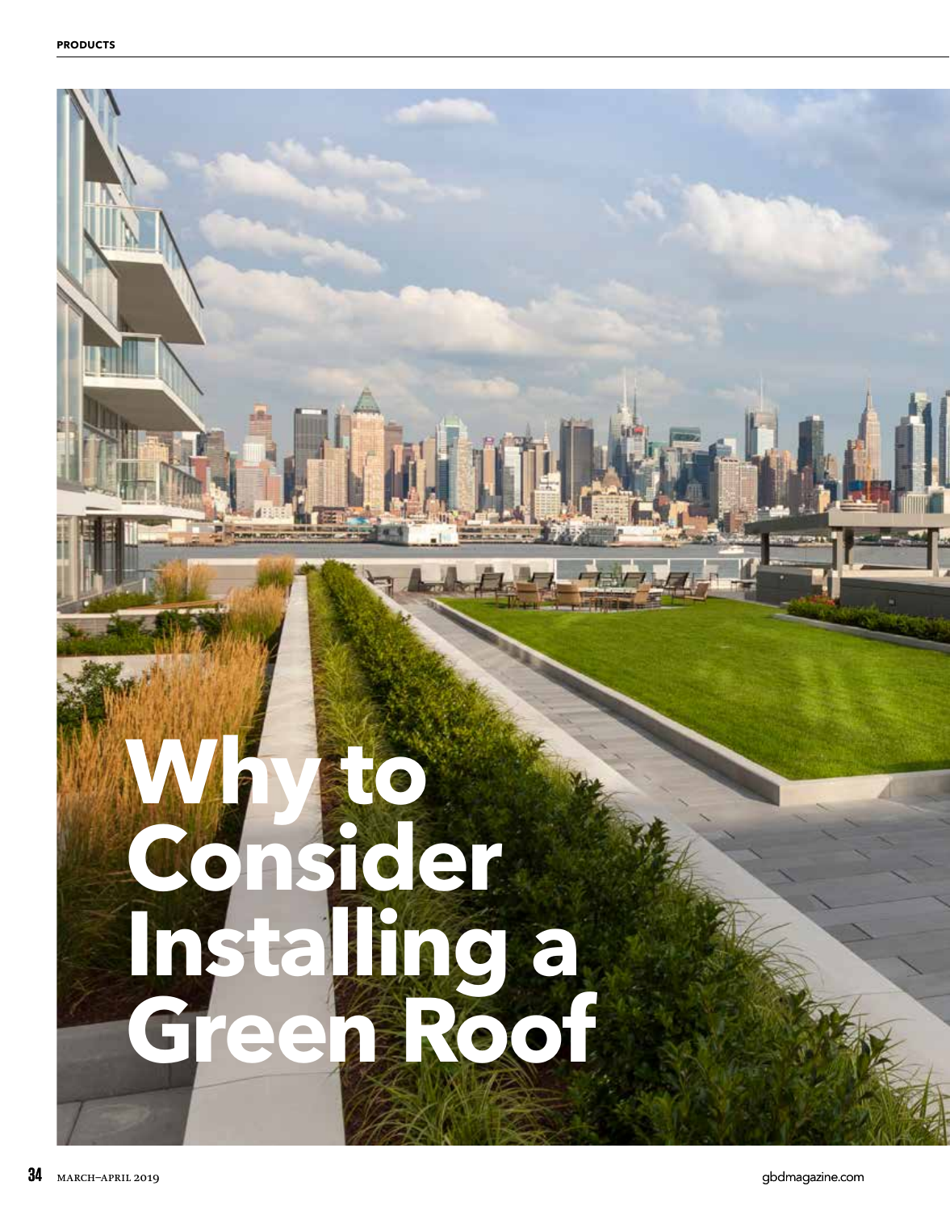# Why to Consider Installing a Green Roof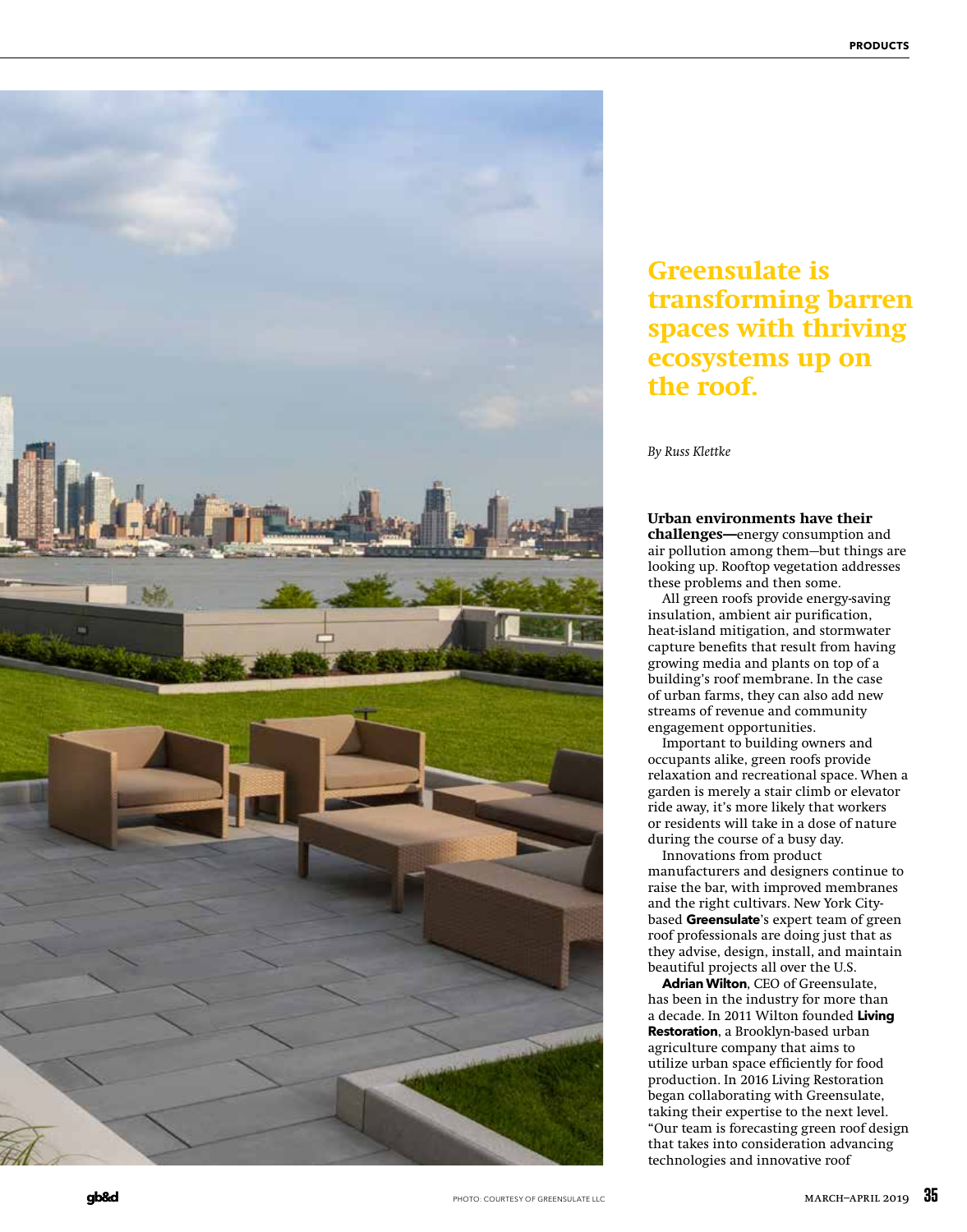# Greensulate is transforming barren spaces with thriving ecosystems up on the roof.

*By Russ Klettke*

**Urban environments have their challenges—**energy consumption and air pollution among them—but things are looking up. Rooftop vegetation addresses these problems and then some.

All green roofs provide energy-saving insulation, ambient air purification, heat-island mitigation, and stormwater capture benefits that result from having growing media and plants on top of a building's roof membrane. In the case of urban farms, they can also add new streams of revenue and community engagement opportunities.

Important to building owners and occupants alike, green roofs provide relaxation and recreational space. When a garden is merely a stair climb or elevator ride away, it's more likely that workers or residents will take in a dose of nature during the course of a busy day.

Innovations from product manufacturers and designers continue to raise the bar, with improved membranes and the right cultivars. New York City-based **Greensulate**'s expert team of green roof professionals are doing just that as they advise, design, install, and maintain beautiful projects all over the U.S.

**Adrian Wilton**, CEO of Greensulate, has been in the industry for more than a decade. In 2011 Wilton founded **Living Restoration**, a Brooklyn-based urban agriculture company that aims to utilize urban space efficiently for food production. In 2016 Living Restoration began collaborating with Greensulate, taking their expertise to the next level. "Our team is forecasting green roof design that takes into consideration advancing technologies and innovative roof

PHOTO: COURTESY OF GREENSULATE LLC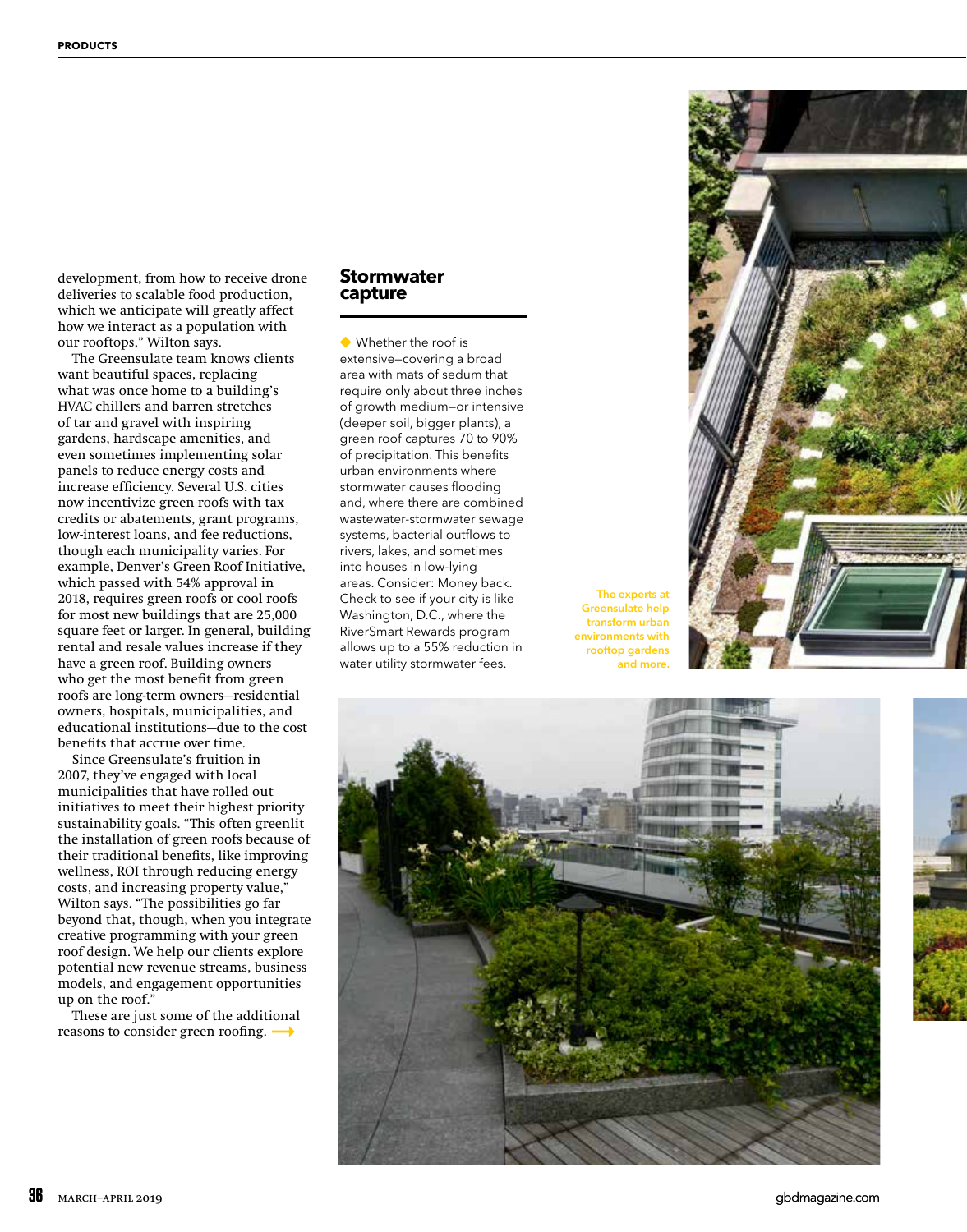development, from how to receive drone deliveries to scalable food production, which we anticipate will greatly affect how we interact as a population with our rooftops," Wilton says.

The Greensulate team knows clients want beautiful spaces, replacing what was once home to a building's HVAC chillers and barren stretches of tar and gravel with inspiring gardens, hardscape amenities, and even sometimes implementing solar panels to reduce energy costs and increase efficiency. Several U.S. cities now incentivize green roofs with tax credits or abatements, grant programs, low-interest loans, and fee reductions, though each municipality varies. For example, Denver's Green Roof Initiative, which passed with 54% approval in 2018, requires green roofs or cool roofs for most new buildings that are 25,000 square feet or larger. In general, building rental and resale values increase if they have a green roof. Building owners who get the most benefit from green roofs are long-term owners—residential owners, hospitals, municipalities, and educational institutions—due to the cost benefits that accrue over time.

Since Greensulate's fruition in 2007, they've engaged with local municipalities that have rolled out initiatives to meet their highest priority sustainability goals. "This often greenlit the installation of green roofs because of their traditional benefits, like improving wellness, ROI through reducing energy costs, and increasing property value," Wilton says. "The possibilities go far beyond that, though, when you integrate creative programming with your green roof design. We help our clients explore potential new revenue streams, business models, and engagement opportunities up on the roof."

These are just some of the additional reasons to consider green roofing. →

## Stormwater capture

◆ Whether the roof is extensive—covering a broad area with mats of sedum that require only about three inches of growth medium—or intensive (deeper soil, bigger plants), a green roof captures 70 to 90% of precipitation. This benefits urban environments where stormwater causes flooding and, where there are combined wastewater-stormwater sewage systems, bacterial outflows to rivers, lakes, and sometimes into houses in low-lying areas. Consider: Money back. Check to see if your city is like Washington, D.C., where the RiverSmart Rewards program allows up to a 55% reduction in water utility stormwater fees.

The experts at Greensulate help transform urban environments with rooftop gardens and more.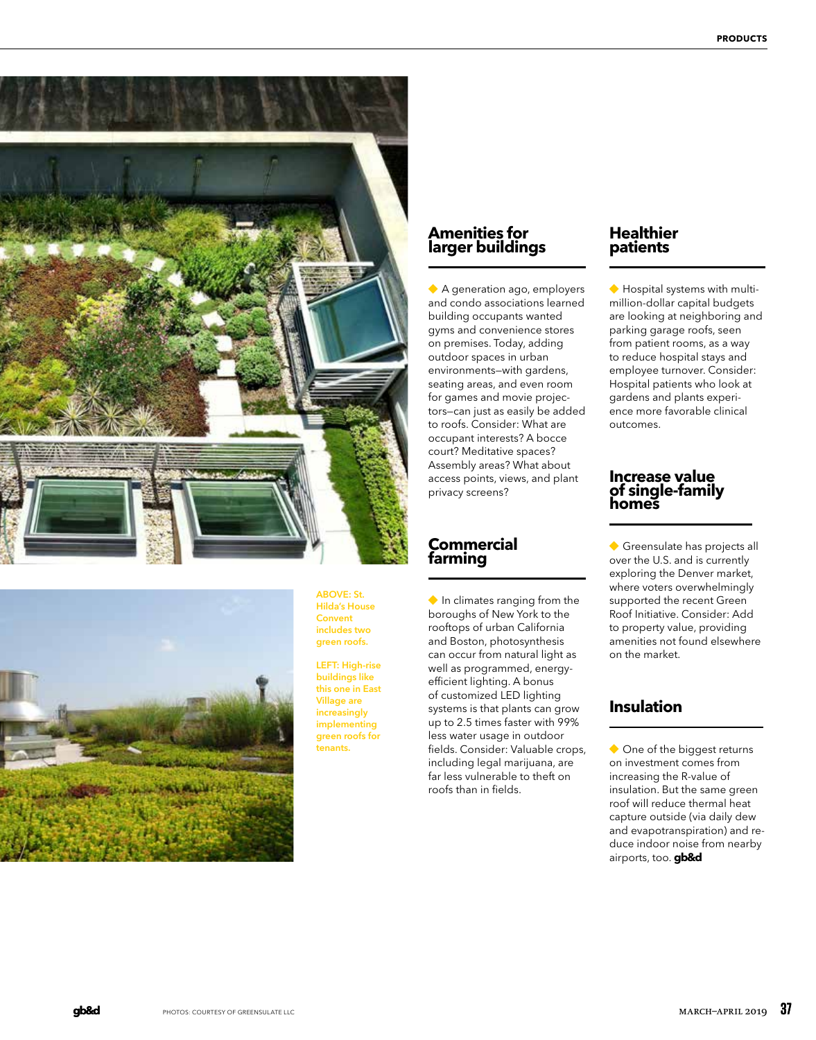ABOVE: St. Hilda's House Convent includes two green roofs.

LEFT: High-rise buildings like this one in East Village are increasingly implementing green roofs for tenants.

## Amenities for larger buildings

◆ A generation ago, employers and condo associations learned building occupants wanted gyms and convenience stores on premises. Today, adding outdoor spaces in urban environments—with gardens, seating areas, and even room for games and movie projectors—can just as easily be added to roofs. Consider: What are occupant interests? A bocce court? Meditative spaces? Assembly areas? What about access points, views, and plant privacy screens?

## Commercial farming

◆ In climates ranging from the boroughs of New York to the rooftops of urban California and Boston, photosynthesis can occur from natural light as well as programmed, energy-efficient lighting. A bonus of customized LED lighting systems is that plants can grow up to 2.5 times faster with 99% less water usage in outdoor fields. Consider: Valuable crops, including legal marijuana, are far less vulnerable to theft on roofs than in fields.

## Healthier patients

◆ Hospital systems with multi-million-dollar capital budgets are looking at neighboring and parking garage roofs, seen from patient rooms, as a way to reduce hospital stays and employee turnover. Consider: Hospital patients who look at gardens and plants experience more favorable clinical outcomes.

## Increase value of single-family homes

◆ Greensulate has projects all over the U.S. and is currently exploring the Denver market, where voters overwhelmingly supported the recent Green Roof Initiative. Consider: Add to property value, providing amenities not found elsewhere on the market.

## Insulation

◆ One of the biggest returns on investment comes from increasing the R-value of insulation. But the same green roof will reduce thermal heat capture outside (via daily dew and evapotranspiration) and reduce indoor noise from nearby airports, too. **gb&d**

PHOTOS: COURTESY OF GREENSULATE LLC